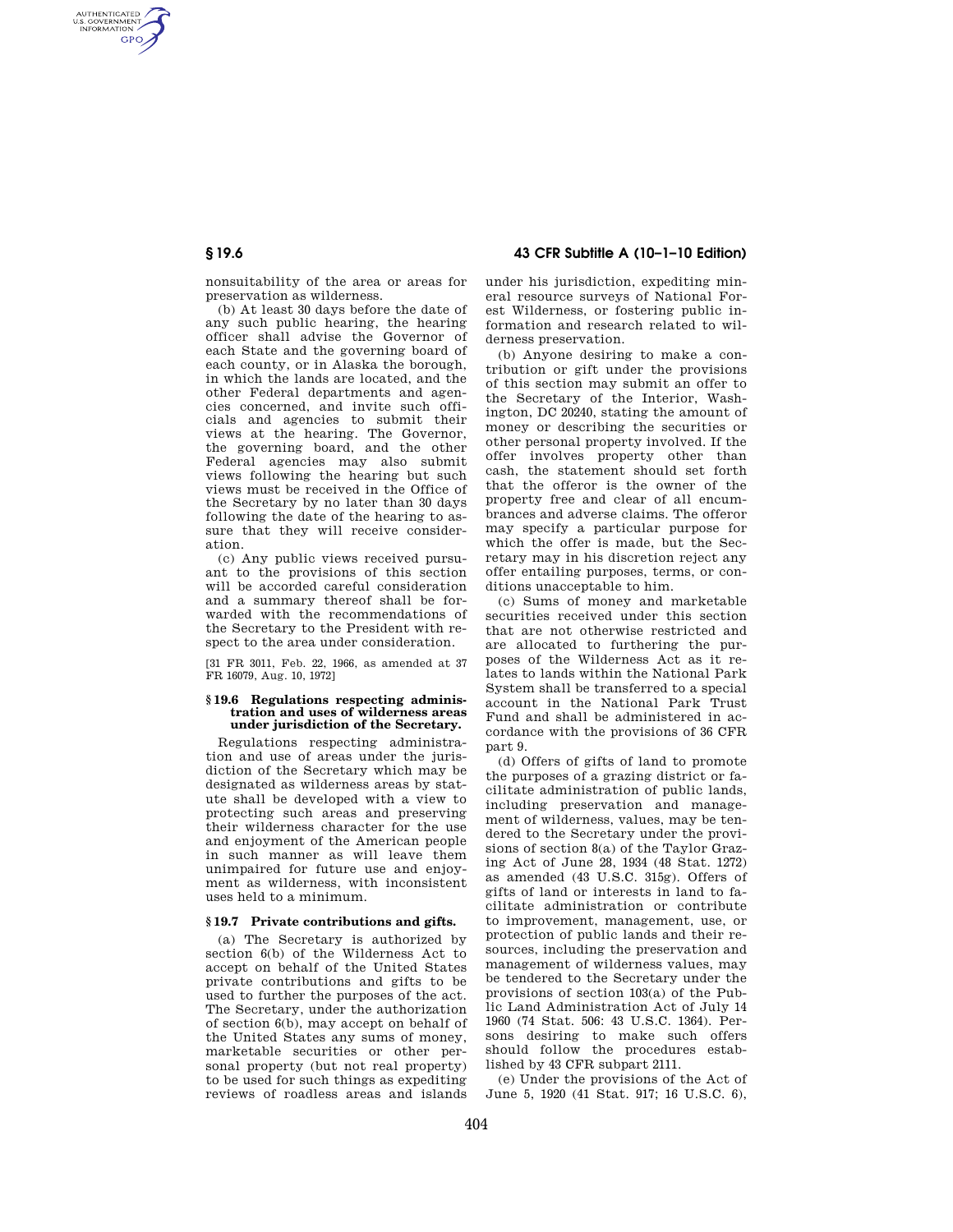nonsuitability of the area or areas for preservation as wilderness.

(b) At least 30 days before the date of any such public hearing, the hearing officer shall advise the Governor of each State and the governing board of each county, or in Alaska the borough, in which the lands are located, and the other Federal departments and agencies concerned, and invite such officials and agencies to submit their views at the hearing. The Governor, the governing board, and the other Federal agencies may also submit views following the hearing but such views must be received in the Office of the Secretary by no later than 30 days following the date of the hearing to assure that they will receive consideration.

(c) Any public views received pursuant to the provisions of this section will be accorded careful consideration and a summary thereof shall be forwarded with the recommendations of the Secretary to the President with respect to the area under consideration.

[31 FR 3011, Feb. 22, 1966, as amended at 37 FR 16079, Aug. 10, 1972]

### § 19.6 Regulations respecting administration and uses of wilderness areas under jurisdiction of the Secretary.

Regulations respecting administration and use of areas under the jurisdiction of the Secretary which may be designated as wilderness areas by statute shall be developed with a view to protecting such areas and preserving their wilderness character for the use and enjoyment of the American people in such manner as will leave them unimpaired for future use and enjoyment as wilderness, with inconsistent uses held to a minimum.

### § 19.7 Private contributions and gifts.

(a) The Secretary is authorized by section 6(b) of the Wilderness Act to accept on behalf of the United States private contributions and gifts to be used to further the purposes of the act. The Secretary, under the authorization of section 6(b), may accept on behalf of the United States any sums of money, marketable securities or other personal property (but not real property) to be used for such things as expediting reviews of roadless areas and islands under his jurisdiction, expediting mineral resource surveys of National Forest Wilderness, or fostering public information and research related to wilderness preservation.

(b) Anyone desiring to make a contribution or gift under the provisions of this section may submit an offer to the Secretary of the Interior, Washington, DC 20240, stating the amount of money or describing the securities or other personal property involved. If the offer involves property other than cash, the statement should set forth that the offeror is the owner of the property free and clear of all encumbrances and adverse claims. The offeror may specify a particular purpose for which the offer is made, but the Secretary may in his discretion reject any offer entailing purposes, terms, or conditions unacceptable to him.

(c) Sums of money and marketable securities received under this section that are not otherwise restricted and are allocated to furthering the purposes of the Wilderness Act as it relates to lands within the National Park System shall be transferred to a special account in the National Park Trust Fund and shall be administered in accordance with the provisions of 36 CFR part 9.

(d) Offers of gifts of land to promote the purposes of a grazing district or facilitate administration of public lands, including preservation and management of wilderness, values, may be tendered to the Secretary under the provisions of section 8(a) of the Taylor Grazing Act of June 28, 1934 (48 Stat. 1272) as amended (43 U.S.C. 315g). Offers of gifts of land or interests in land to facilitate administration or contribute to improvement, management, use, or protection of public lands and their resources, including the preservation and management of wilderness values, may be tendered to the Secretary under the provisions of section 103(a) of the Public Land Administration Act of July 14 1960 (74 Stat. 506: 43 U.S.C. 1364). Persons desiring to make such offers should follow the procedures established by 43 CFR subpart 2111.

(e) Under the provisions of the Act of June 5, 1920 (41 Stat. 917; 16 U.S.C. 6),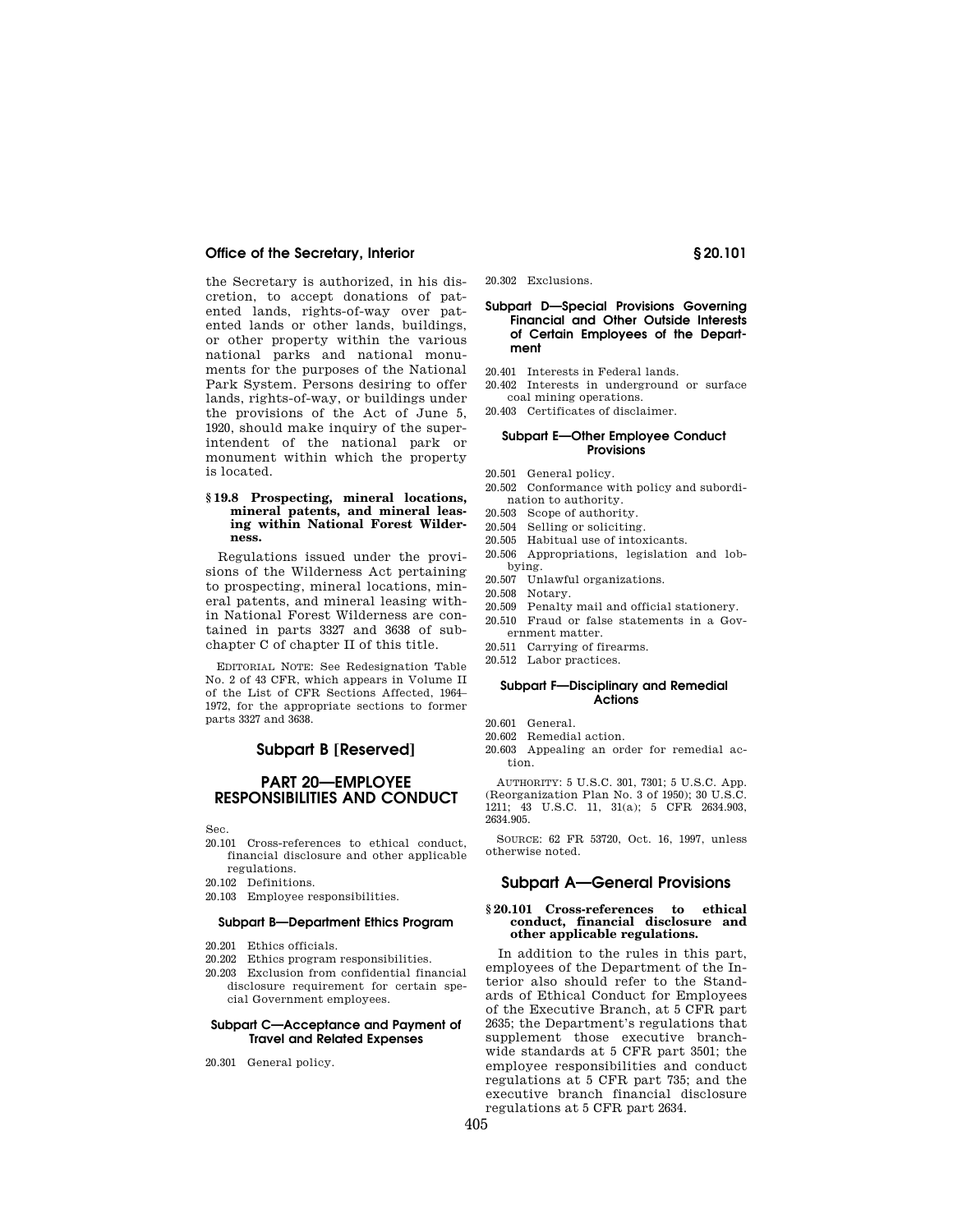the Secretary is authorized, in his discretion, to accept donations of patented lands, rights-of-way over patented lands or other lands, buildings, or other property within the various national parks and national monuments for the purposes of the National Park System. Persons desiring to offer lands, rights-of-way, or buildings under the provisions of the Act of June 5, 1920, should make inquiry of the superintendent of the national park or monument within which the property is located.

#### § 19.8 Prospecting, mineral locations, mineral patents, and mineral leasing within National Forest Wilderness.

Regulations issued under the provisions of the Wilderness Act pertaining to prospecting, mineral locations, mineral patents, and mineral leasing within National Forest Wilderness are contained in parts 3327 and 3638 of subchapter C of chapter II of this title.

EDITORIAL NOTE: See Redesignation Table No. 2 of 43 CFR, which appears in Volume II of the List of CFR Sections Affected, 1964–1972, for the appropriate sections to former parts 3327 and 3638.

## Subpart B [Reserved]

# PART 20—EMPLOYEE RESPONSIBILITIES AND CONDUCT

Sec.
20.101 Cross-references to ethical conduct, financial disclosure and other applicable regulations.
20.102 Definitions.
20.103 Employee responsibilities.

#### Subpart B—Department Ethics Program

20.201 Ethics officials.
20.202 Ethics program responsibilities.
20.203 Exclusion from confidential financial disclosure requirement for certain special Government employees.

#### Subpart C—Acceptance and Payment of Travel and Related Expenses

20.301 General policy.
20.302 Exclusions.

#### Subpart D—Special Provisions Governing Financial and Other Outside Interests of Certain Employees of the Department

20.401 Interests in Federal lands.
20.402 Interests in underground or surface coal mining operations.
20.403 Certificates of disclaimer.

#### Subpart E—Other Employee Conduct Provisions

20.501 General policy.
20.502 Conformance with policy and subordination to authority.
20.503 Scope of authority.
20.504 Selling or soliciting.
20.505 Habitual use of intoxicants.
20.506 Appropriations, legislation and lobbying.
20.507 Unlawful organizations.
20.508 Notary.
20.509 Penalty mail and official stationery.
20.510 Fraud or false statements in a Government matter.
20.511 Carrying of firearms.
20.512 Labor practices.

#### Subpart F—Disciplinary and Remedial Actions

20.601 General.
20.602 Remedial action.
20.603 Appealing an order for remedial action.

AUTHORITY: 5 U.S.C. 301, 7301; 5 U.S.C. App. (Reorganization Plan No. 3 of 1950); 30 U.S.C. 1211; 43 U.S.C. 11, 31(a); 5 CFR 2634.903, 2634.905.

SOURCE: 62 FR 53720, Oct. 16, 1997, unless otherwise noted.

## Subpart A—General Provisions

#### § 20.101 Cross-references to ethical conduct, financial disclosure and other applicable regulations.

In addition to the rules in this part, employees of the Department of the Interior also should refer to the Standards of Ethical Conduct for Employees of the Executive Branch, at 5 CFR part 2635; the Department's regulations that supplement those executive branch-wide standards at 5 CFR part 3501; the employee responsibilities and conduct regulations at 5 CFR part 735; and the executive branch financial disclosure regulations at 5 CFR part 2634.